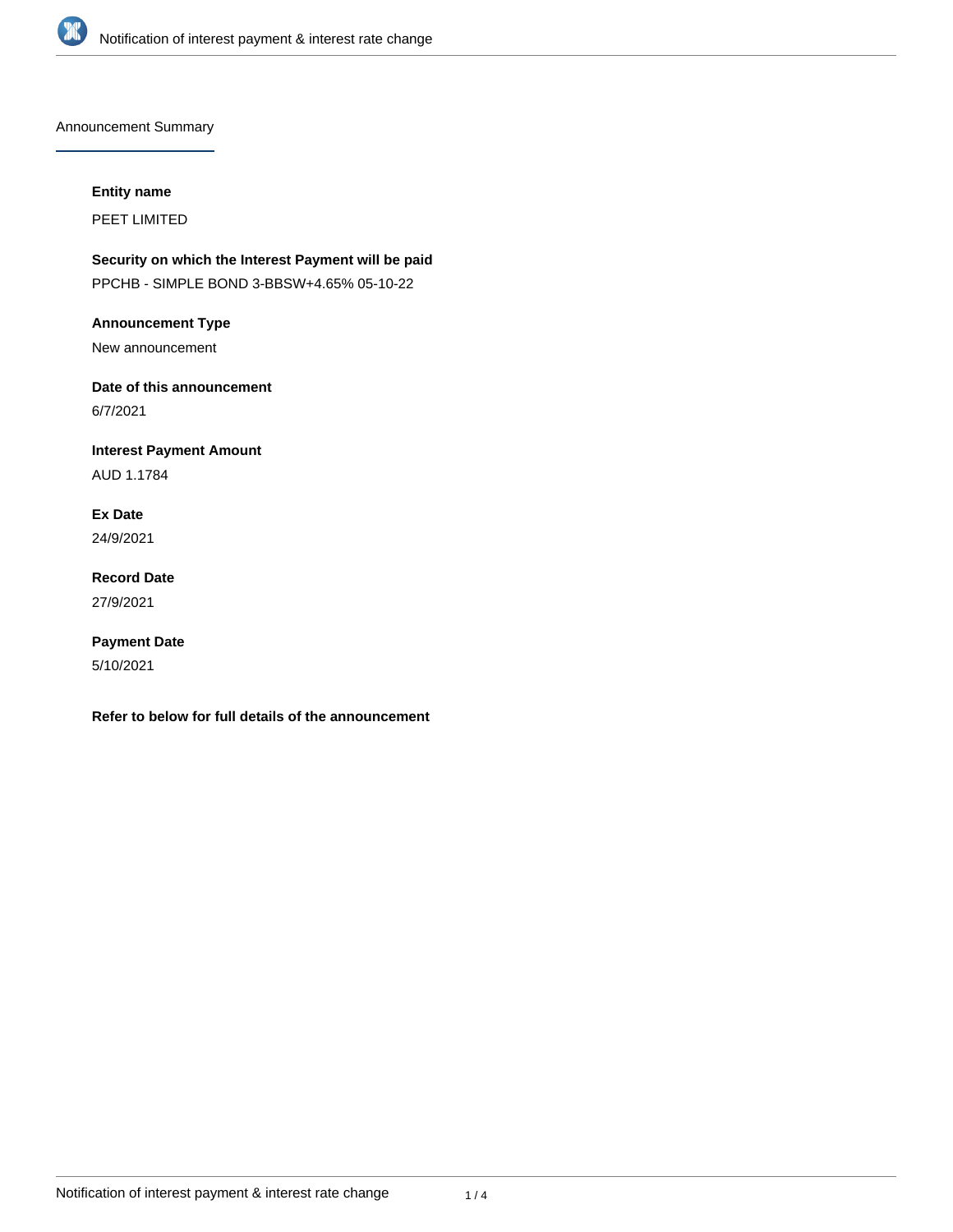Announcement Summary

**Entity name**

PEET LIMITED

**Security on which the Interest Payment will be paid**

PPCHB - SIMPLE BOND 3-BBSW+4.65% 05-10-22

**Announcement Type**

New announcement

**Date of this announcement**

6/7/2021

**Interest Payment Amount**

AUD 1.1784

**Ex Date**

24/9/2021

**Record Date**

27/9/2021

**Payment Date**

5/10/2021

**Refer to below for full details of the announcement**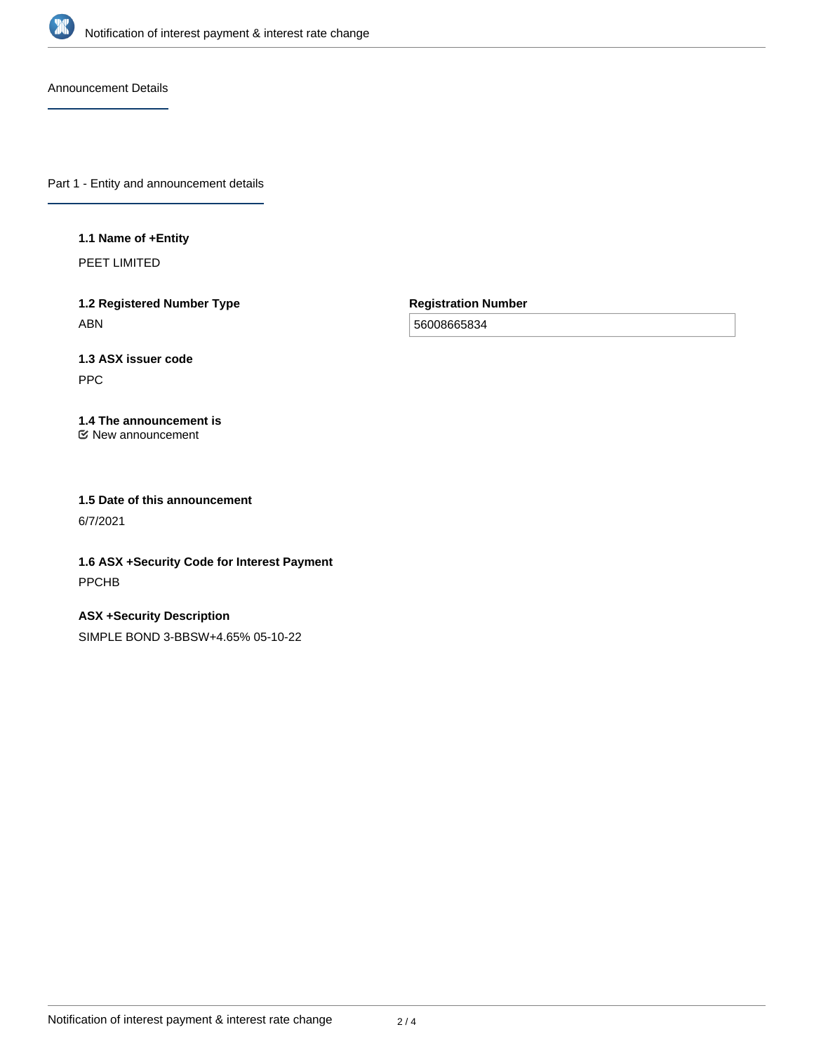## Announcement Details

### Part 1 - Entity and announcement details

**1.1 Name of +Entity**

PEET LIMITED

**1.2 Registered Number Type**

ABN

**Registration Number**

56008665834

**1.3 ASX issuer code**

PPC

**1.4 The announcement is**

New announcement

**1.5 Date of this announcement**

6/7/2021

**1.6 ASX +Security Code for Interest Payment**

PPCHB

**ASX +Security Description**

SIMPLE BOND 3-BBSW+4.65% 05-10-22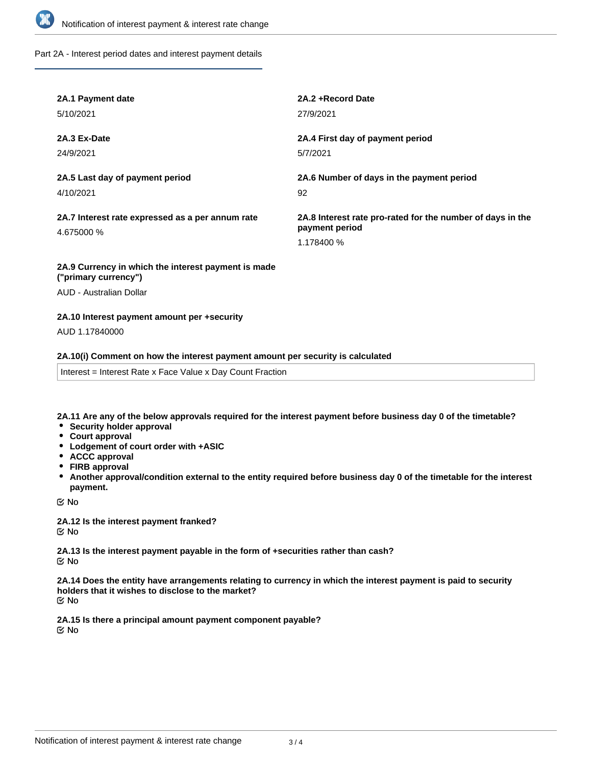## Part 2A - Interest period dates and interest payment details

**2A.1 Payment date**

5/10/2021

**2A.2 +Record Date**

27/9/2021

**2A.3 Ex-Date**

24/9/2021

**2A.4 First day of payment period**

5/7/2021

**2A.5 Last day of payment period**

4/10/2021

**2A.6 Number of days in the payment period**

92

**2A.7 Interest rate expressed as a per annum rate**

4.675000 %

**2A.8 Interest rate pro-rated for the number of days in the payment period**

1.178400 %

**2A.9 Currency in which the interest payment is made ("primary currency")**

AUD - Australian Dollar

**2A.10 Interest payment amount per +security**

AUD 1.17840000

**2A.10(i) Comment on how the interest payment amount per security is calculated**

Interest = Interest Rate x Face Value x Day Count Fraction

**2A.11 Are any of the below approvals required for the interest payment before business day 0 of the timetable?**

- **Security holder approval**
- **Court approval**
- **Lodgement of court order with +ASIC**
- **ACCC approval**
- **FIRB approval**
- **Another approval/condition external to the entity required before business day 0 of the timetable for the interest payment.**

No

**2A.12 Is the interest payment franked?**

No

**2A.13 Is the interest payment payable in the form of +securities rather than cash?**

No

**2A.14 Does the entity have arrangements relating to currency in which the interest payment is paid to security holders that it wishes to disclose to the market?**

No

**2A.15 Is there a principal amount payment component payable?**

No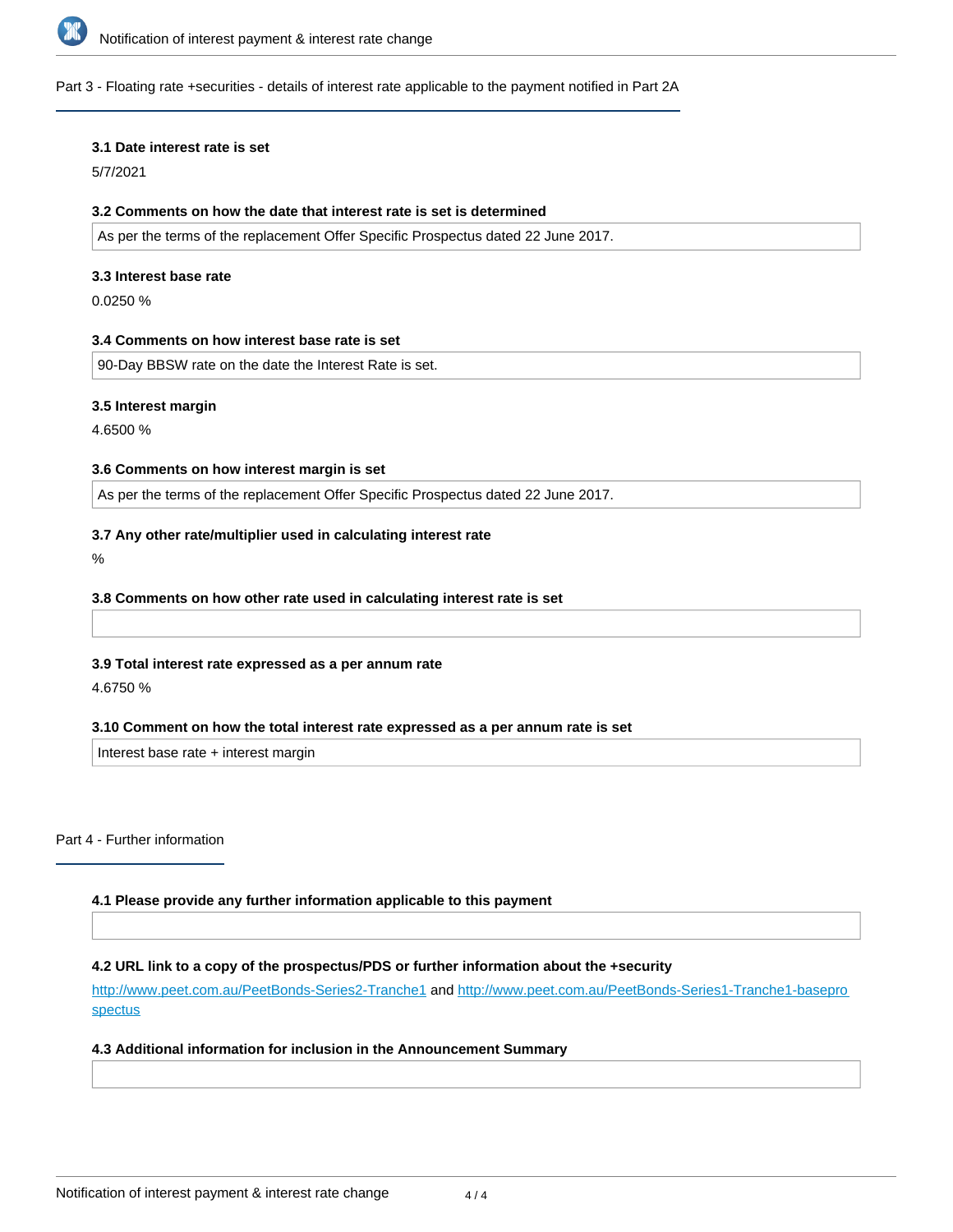## Part 3 - Floating rate +securities - details of interest rate applicable to the payment notified in Part 2A

**3.1 Date interest rate is set**

5/7/2021

**3.2 Comments on how the date that interest rate is set is determined**

As per the terms of the replacement Offer Specific Prospectus dated 22 June 2017.

**3.3 Interest base rate**

0.0250 %

**3.4 Comments on how interest base rate is set**

90-Day BBSW rate on the date the Interest Rate is set.

**3.5 Interest margin**

4.6500 %

**3.6 Comments on how interest margin is set**

As per the terms of the replacement Offer Specific Prospectus dated 22 June 2017.

**3.7 Any other rate/multiplier used in calculating interest rate**

%

**3.8 Comments on how other rate used in calculating interest rate is set**

**3.9 Total interest rate expressed as a per annum rate**

4.6750 %

**3.10 Comment on how the total interest rate expressed as a per annum rate is set**

Interest base rate + interest margin

## Part 4 - Further information

**4.1 Please provide any further information applicable to this payment**

**4.2 URL link to a copy of the prospectus/PDS or further information about the +security**

http://www.peet.com.au/PeetBonds-Series2-Tranche1 and http://www.peet.com.au/PeetBonds-Series1-Tranche1-baseprospectus

**4.3 Additional information for inclusion in the Announcement Summary**